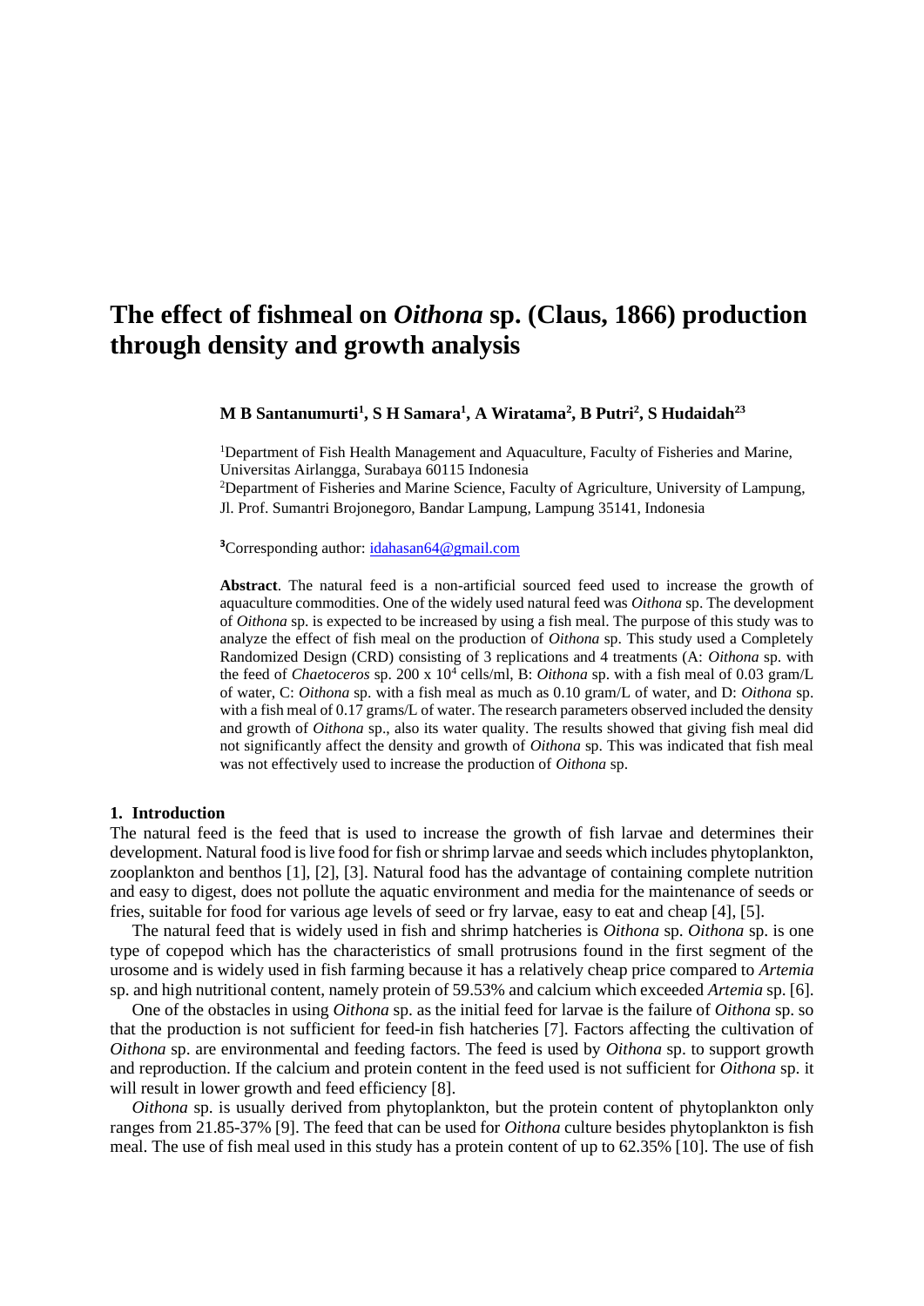# The effect of fishmeal on *Oithona* sp. (Claus, 1866) production through density and growth analysis

**M B Santanumurti[1], S H Samara[1], A Wiratama[2], B Putri[2], S Hudaidah[23]**

[1]Department of Fish Health Management and Aquaculture, Faculty of Fisheries and Marine, Universitas Airlangga, Surabaya 60115 Indonesia
[2]Department of Fisheries and Marine Science, Faculty of Agriculture, University of Lampung, Jl. Prof. Sumantri Brojonegoro, Bandar Lampung, Lampung 35141, Indonesia

[3]Corresponding author: idahasan64@gmail.com

**Abstract**. The natural feed is a non-artificial sourced feed used to increase the growth of aquaculture commodities. One of the widely used natural feed was *Oithona* sp. The development of *Oithona* sp. is expected to be increased by using a fish meal. The purpose of this study was to analyze the effect of fish meal on the production of *Oithona* sp. This study used a Completely Randomized Design (CRD) consisting of 3 replications and 4 treatments (A: *Oithona* sp. with the feed of *Chaetoceros* sp. 200 x $10^4$ cells/ml, B: *Oithona* sp. with a fish meal of 0.03 gram/L of water, C: *Oithona* sp. with a fish meal as much as 0.10 gram/L of water, and D: *Oithona* sp. with a fish meal of 0.17 grams/L of water. The research parameters observed included the density and growth of *Oithona* sp., also its water quality. The results showed that giving fish meal did not significantly affect the density and growth of *Oithona* sp. This was indicated that fish meal was not effectively used to increase the production of *Oithona* sp.

## 1. Introduction

The natural feed is the feed that is used to increase the growth of fish larvae and determines their development. Natural food is live food for fish or shrimp larvae and seeds which includes phytoplankton, zooplankton and benthos [1], [2], [3]. Natural food has the advantage of containing complete nutrition and easy to digest, does not pollute the aquatic environment and media for the maintenance of seeds or fries, suitable for food for various age levels of seed or fry larvae, easy to eat and cheap [4], [5].

The natural feed that is widely used in fish and shrimp hatcheries is *Oithona* sp. *Oithona* sp. is one type of copepod which has the characteristics of small protrusions found in the first segment of the urosome and is widely used in fish farming because it has a relatively cheap price compared to *Artemia* sp. and high nutritional content, namely protein of 59.53% and calcium which exceeded *Artemia* sp. [6].

One of the obstacles in using *Oithona* sp. as the initial feed for larvae is the failure of *Oithona* sp. so that the production is not sufficient for feed-in fish hatcheries [7]. Factors affecting the cultivation of *Oithona* sp. are environmental and feeding factors. The feed is used by *Oithona* sp. to support growth and reproduction. If the calcium and protein content in the feed used is not sufficient for *Oithona* sp. it will result in lower growth and feed efficiency [8].

*Oithona* sp. is usually derived from phytoplankton, but the protein content of phytoplankton only ranges from 21.85-37% [9]. The feed that can be used for *Oithona* culture besides phytoplankton is fish meal. The use of fish meal used in this study has a protein content of up to 62.35% [10]. The use of fish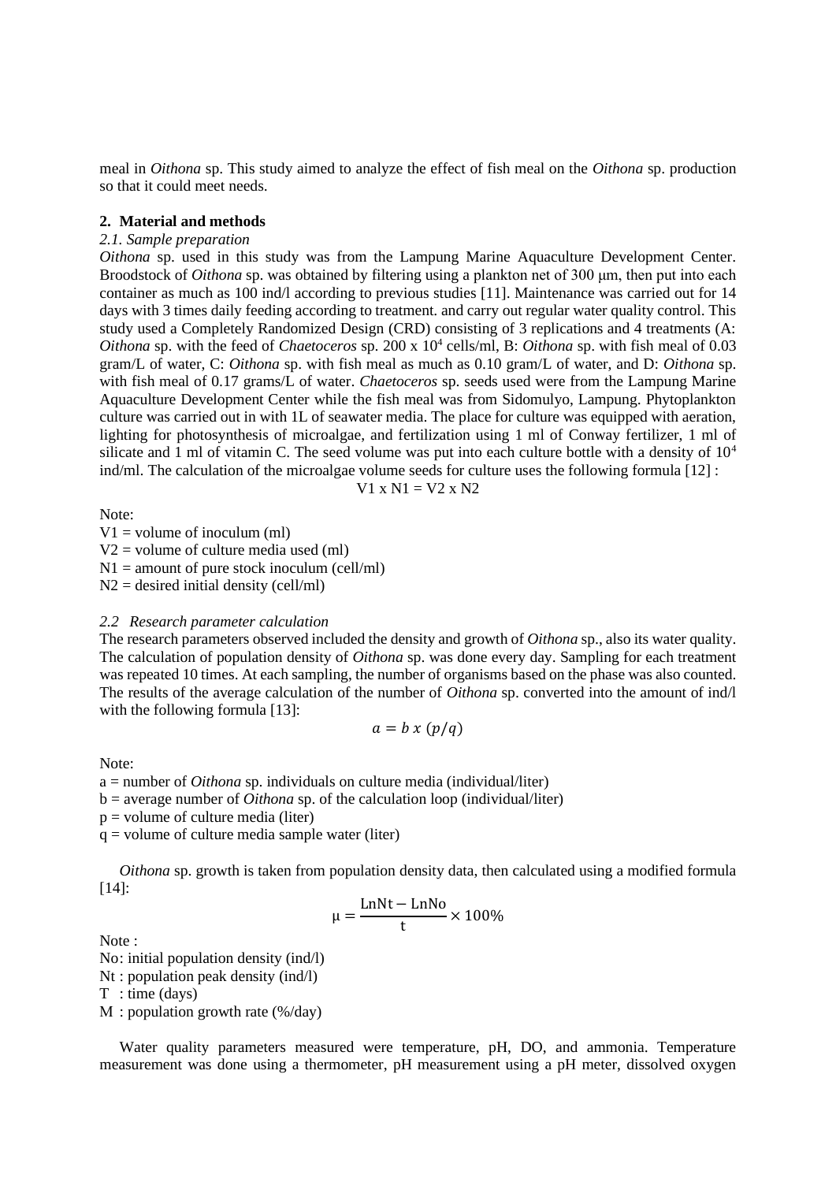meal in *Oithona* sp. This study aimed to analyze the effect of fish meal on the *Oithona* sp. production so that it could meet needs.

## 2. Material and methods

### *2.1. Sample preparation*

*Oithona* sp. used in this study was from the Lampung Marine Aquaculture Development Center. Broodstock of *Oithona* sp. was obtained by filtering using a plankton net of 300 μm, then put into each container as much as 100 ind/l according to previous studies [11]. Maintenance was carried out for 14 days with 3 times daily feeding according to treatment. and carry out regular water quality control. This study used a Completely Randomized Design (CRD) consisting of 3 replications and 4 treatments (A: *Oithona* sp. with the feed of *Chaetoceros* sp. 200 x $10^4$ cells/ml, B: *Oithona* sp. with fish meal of 0.03 gram/L of water, C: *Oithona* sp. with fish meal as much as 0.10 gram/L of water, and D: *Oithona* sp. with fish meal of 0.17 grams/L of water. *Chaetoceros* sp. seeds used were from the Lampung Marine Aquaculture Development Center while the fish meal was from Sidomulyo, Lampung. Phytoplankton culture was carried out in with 1L of seawater media. The place for culture was equipped with aeration, lighting for photosynthesis of microalgae, and fertilization using 1 ml of Conway fertilizer, 1 ml of silicate and 1 ml of vitamin C. The seed volume was put into each culture bottle with a density of $10^4$ ind/ml. The calculation of the microalgae volume seeds for culture uses the following formula [12] :

$$V1 \times N1 = V2 \times N2$$

Note:

V1 = volume of inoculum (ml)
V2 = volume of culture media used (ml)
N1 = amount of pure stock inoculum (cell/ml)
N2 = desired initial density (cell/ml)

### *2.2 Research parameter calculation*

The research parameters observed included the density and growth of *Oithona* sp., also its water quality. The calculation of population density of *Oithona* sp. was done every day. Sampling for each treatment was repeated 10 times. At each sampling, the number of organisms based on the phase was also counted. The results of the average calculation of the number of *Oithona* sp. converted into the amount of ind/l with the following formula [13]:

$$a = b \; x \; (p/q)$$

Note:

a = number of *Oithona* sp. individuals on culture media (individual/liter)
b = average number of *Oithona* sp. of the calculation loop (individual/liter)
p = volume of culture media (liter)
q = volume of culture media sample water (liter)

*Oithona* sp. growth is taken from population density data, then calculated using a modified formula [14]:

$$\mu = \frac{\text{LnNt} - \text{LnNo}}{\text{t}} \times 100\%$$

Note :

No: initial population density (ind/l)
Nt : population peak density (ind/l)
T : time (days)
M : population growth rate (%/day)

Water quality parameters measured were temperature, pH, DO, and ammonia. Temperature measurement was done using a thermometer, pH measurement using a pH meter, dissolved oxygen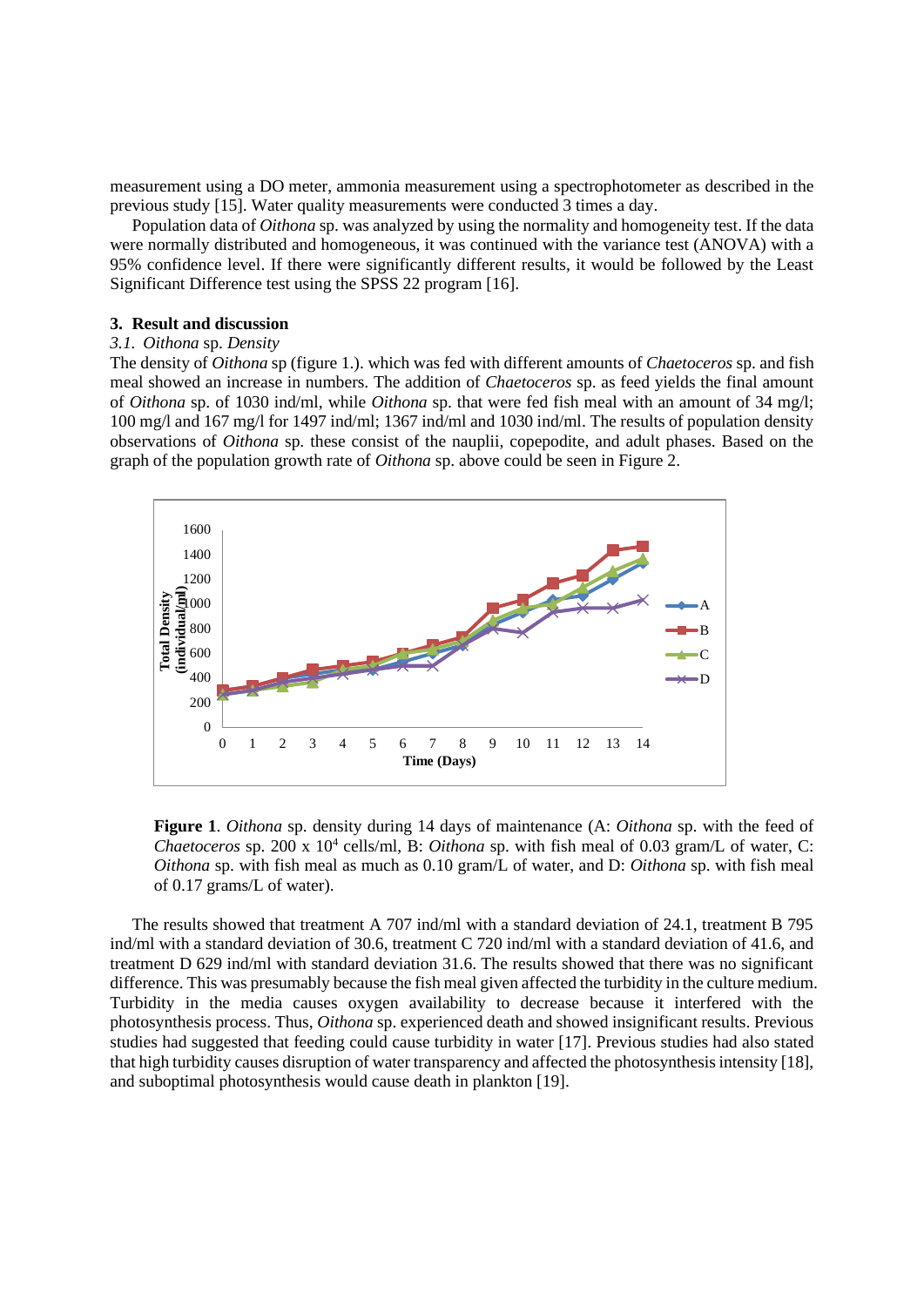measurement using a DO meter, ammonia measurement using a spectrophotometer as described in the previous study [15]. Water quality measurements were conducted 3 times a day.

Population data of *Oithona* sp. was analyzed by using the normality and homogeneity test. If the data were normally distributed and homogeneous, it was continued with the variance test (ANOVA) with a 95% confidence level. If there were significantly different results, it would be followed by the Least Significant Difference test using the SPSS 22 program [16].

## 3. Result and discussion

### *3.1. Oithona sp. Density*

The density of *Oithona* sp (figure 1.). which was fed with different amounts of *Chaetoceros* sp. and fish meal showed an increase in numbers. The addition of *Chaetoceros* sp. as feed yields the final amount of *Oithona* sp. of 1030 ind/ml, while *Oithona* sp. that were fed fish meal with an amount of 34 mg/l; 100 mg/l and 167 mg/l for 1497 ind/ml; 1367 ind/ml and 1030 ind/ml. The results of population density observations of *Oithona* sp. these consist of the nauplii, copepodite, and adult phases. Based on the graph of the population growth rate of *Oithona* sp. above could be seen in Figure 2.

**Figure 1**. *Oithona* sp. density during 14 days of maintenance (A: *Oithona* sp. with the feed of *Chaetoceros* sp. 200 x $10^4$ cells/ml, B: *Oithona* sp. with fish meal of 0.03 gram/L of water, C: *Oithona* sp. with fish meal as much as 0.10 gram/L of water, and D: *Oithona* sp. with fish meal of 0.17 grams/L of water).

The results showed that treatment A 707 ind/ml with a standard deviation of 24.1, treatment B 795 ind/ml with a standard deviation of 30.6, treatment C 720 ind/ml with a standard deviation of 41.6, and treatment D 629 ind/ml with standard deviation 31.6. The results showed that there was no significant difference. This was presumably because the fish meal given affected the turbidity in the culture medium. Turbidity in the media causes oxygen availability to decrease because it interfered with the photosynthesis process. Thus, *Oithona* sp. experienced death and showed insignificant results. Previous studies had suggested that feeding could cause turbidity in water [17]. Previous studies had also stated that high turbidity causes disruption of water transparency and affected the photosynthesis intensity [18], and suboptimal photosynthesis would cause death in plankton [19].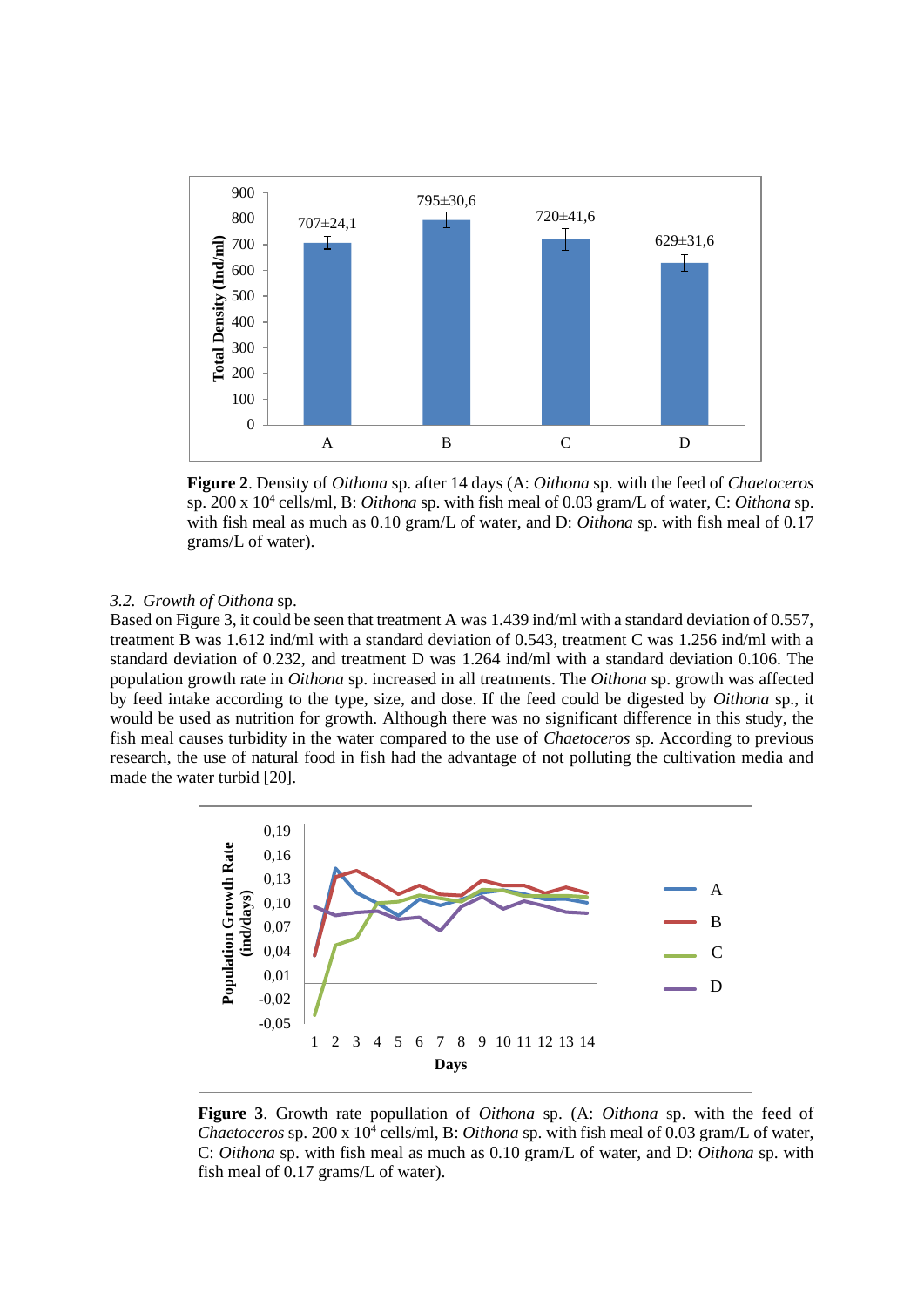**Figure 2**. Density of *Oithona* sp. after 14 days (A: *Oithona* sp. with the feed of *Chaetoceros* sp. 200 x $10^4$ cells/ml, B: *Oithona* sp. with fish meal of 0.03 gram/L of water, C: *Oithona* sp. with fish meal as much as 0.10 gram/L of water, and D: *Oithona* sp. with fish meal of 0.17 grams/L of water).

### *3.2. Growth of Oithona sp.*

Based on Figure 3, it could be seen that treatment A was 1.439 ind/ml with a standard deviation of 0.557, treatment B was 1.612 ind/ml with a standard deviation of 0.543, treatment C was 1.256 ind/ml with a standard deviation of 0.232, and treatment D was 1.264 ind/ml with a standard deviation 0.106. The population growth rate in *Oithona* sp. increased in all treatments. The *Oithona* sp. growth was affected by feed intake according to the type, size, and dose. If the feed could be digested by *Oithona* sp., it would be used as nutrition for growth. Although there was no significant difference in this study, the fish meal causes turbidity in the water compared to the use of *Chaetoceros* sp. According to previous research, the use of natural food in fish had the advantage of not polluting the cultivation media and made the water turbid [20].

**Figure 3**. Growth rate popullation of *Oithona* sp. (A: *Oithona* sp. with the feed of *Chaetoceros* sp. 200 x $10^4$ cells/ml, B: *Oithona* sp. with fish meal of 0.03 gram/L of water, C: *Oithona* sp. with fish meal as much as 0.10 gram/L of water, and D: *Oithona* sp. with fish meal of 0.17 grams/L of water).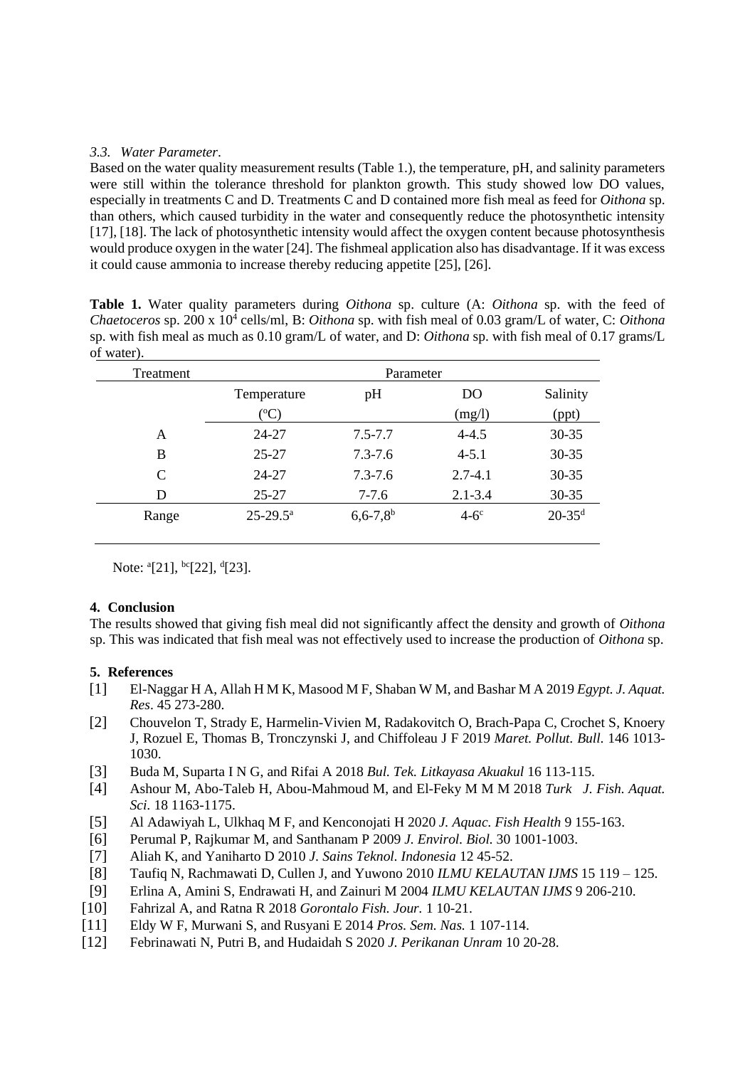### 3.3. *Water Parameter*.

Based on the water quality measurement results (Table 1.), the temperature, pH, and salinity parameters were still within the tolerance threshold for plankton growth. This study showed low DO values, especially in treatments C and D. Treatments C and D contained more fish meal as feed for *Oithona* sp. than others, which caused turbidity in the water and consequently reduce the photosynthetic intensity [17], [18]. The lack of photosynthetic intensity would affect the oxygen content because photosynthesis would produce oxygen in the water [24]. The fishmeal application also has disadvantage. If it was excess it could cause ammonia to increase thereby reducing appetite [25], [26].

**Table 1.** Water quality parameters during *Oithona* sp. culture (A: *Oithona* sp. with the feed of *Chaetoceros* sp. 200 x $10^4$ cells/ml, B: *Oithona* sp. with fish meal of 0.03 gram/L of water, C: *Oithona* sp. with fish meal as much as 0.10 gram/L of water, and D: *Oithona* sp. with fish meal of 0.17 grams/L of water).

| Treatment | Parameter | | | |
|---|---|---|---|---|
| | Temperature (°C) | pH | DO (mg/l) | Salinity (ppt) |
| A | 24-27 | 7.5-7.7 | 4-4.5 | 30-35 |
| B | 25-27 | 7.3-7.6 | 4-5.1 | 30-35 |
| C | 24-27 | 7.3-7.6 | 2.7-4.1 | 30-35 |
| D | 25-27 | 7-7.6 | 2.1-3.4 | 30-35 |
| Range | 25-29.5[a] | 6,6-7,8[b] | 4-6[c] | 20-35[d] |

Note: [a][21], [bc][22], [d][23].

## 4. Conclusion

The results showed that giving fish meal did not significantly affect the density and growth of *Oithona* sp. This was indicated that fish meal was not effectively used to increase the production of *Oithona* sp.

## 5. References

[1] El-Naggar H A, Allah H M K, Masood M F, Shaban W M, and Bashar M A 2019 *Egypt. J. Aquat. Res*. 45 273-280.

[2] Chouvelon T, Strady E, Harmelin-Vivien M, Radakovitch O, Brach-Papa C, Crochet S, Knoery J, Rozuel E, Thomas B, Tronczynski J, and Chiffoleau J F 2019 *Maret. Pollut. Bull.* 146 1013-1030.

[3] Buda M, Suparta I N G, and Rifai A 2018 *Bul. Tek. Litkayasa Akuakul* 16 113-115.

[4] Ashour M, Abo-Taleb H, Abou-Mahmoud M, and El-Feky M M M 2018 *Turk J. Fish. Aquat. Sci.* 18 1163-1175.

[5] Al Adawiyah L, Ulkhaq M F, and Kenconojati H 2020 *J. Aquac. Fish Health* 9 155-163.

[6] Perumal P, Rajkumar M, and Santhanam P 2009 *J. Envirol. Biol.* 30 1001-1003.

[7] Aliah K, and Yaniharto D 2010 *J. Sains Teknol. Indonesia* 12 45-52.

[8] Taufiq N, Rachmawati D, Cullen J, and Yuwono 2010 *ILMU KELAUTAN IJMS* 15 119 – 125.

[9] Erlina A, Amini S, Endrawati H, and Zainuri M 2004 *ILMU KELAUTAN IJMS* 9 206-210.

[10] Fahrizal A, and Ratna R 2018 *Gorontalo Fish. Jour.* 1 10-21.

[11] Eldy W F, Murwani S, and Rusyani E 2014 *Pros. Sem. Nas.* 1 107-114.

[12] Febrinawati N, Putri B, and Hudaidah S 2020 *J. Perikanan Unram* 10 20-28.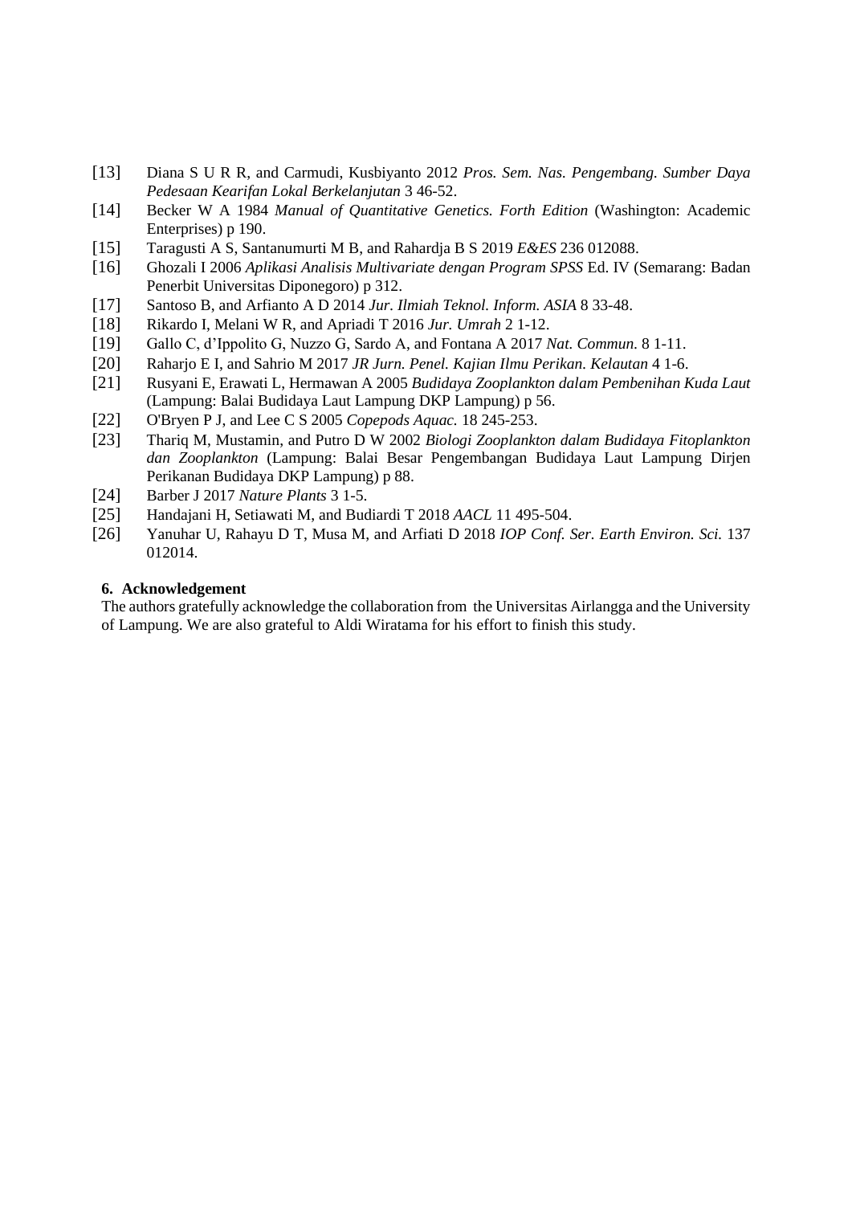[13] Diana S U R R, and Carmudi, Kusbiyanto 2012 *Pros. Sem. Nas. Pengembang. Sumber Daya Pedesaan Kearifan Lokal Berkelanjutan* 3 46-52.

[14] Becker W A 1984 *Manual of Quantitative Genetics. Forth Edition* (Washington: Academic Enterprises) p 190.

[15] Taragusti A S, Santanumurti M B, and Rahardja B S 2019 *E&ES* 236 012088.

[16] Ghozali I 2006 *Aplikasi Analisis Multivariate dengan Program SPSS* Ed. IV (Semarang: Badan Penerbit Universitas Diponegoro) p 312.

[17] Santoso B, and Arfianto A D 2014 *Jur. Ilmiah Teknol. Inform. ASIA* 8 33-48.

[18] Rikardo I, Melani W R, and Apriadi T 2016 *Jur. Umrah* 2 1-12.

[19] Gallo C, d'Ippolito G, Nuzzo G, Sardo A, and Fontana A 2017 *Nat. Commun.* 8 1-11.

[20] Raharjo E I, and Sahrio M 2017 *JR Jurn. Penel. Kajian Ilmu Perikan. Kelautan* 4 1-6.

[21] Rusyani E, Erawati L, Hermawan A 2005 *Budidaya Zooplankton dalam Pembenihan Kuda Laut* (Lampung: Balai Budidaya Laut Lampung DKP Lampung) p 56.

[22] O'Bryen P J, and Lee C S 2005 *Copepods Aquac.* 18 245-253.

[23] Thariq M, Mustamin, and Putro D W 2002 *Biologi Zooplankton dalam Budidaya Fitoplankton dan Zooplankton* (Lampung: Balai Besar Pengembangan Budidaya Laut Lampung Dirjen Perikanan Budidaya DKP Lampung) p 88.

[24] Barber J 2017 *Nature Plants* 3 1-5.

[25] Handajani H, Setiawati M, and Budiardi T 2018 *AACL* 11 495-504.

[26] Yanuhar U, Rahayu D T, Musa M, and Arfiati D 2018 *IOP Conf. Ser. Earth Environ. Sci.* 137 012014.

## 6. Acknowledgement

The authors gratefully acknowledge the collaboration from the Universitas Airlangga and the University of Lampung. We are also grateful to Aldi Wiratama for his effort to finish this study.